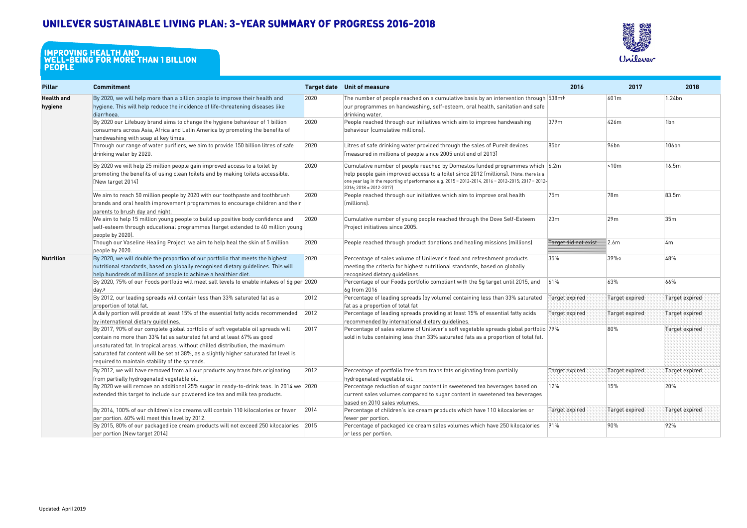# UNILEVER SUSTAINABLE LIVING PLAN: 3-YEAR SUMMARY OF PROGRESS 2016-2018

## IMPROVING HEALTH AND WELL-BEING FOR MORE THAN 1 BILLION PEOPLE

| Pillar | Commitment | Target date | Unit of measure | 2016 | 2017 | 2018 |
|---|---|---|---|---|---|---|
| **Health and hygiene** | By 2020, we will help more than a billion people to improve their health and hygiene. This will help reduce the incidence of life-threatening diseases like diarrhoea. | 2020 | The number of people reached on a cumulative basis by an intervention through our programmes on handwashing, self-esteem, oral health, sanitation and safe drinking water. | 538m◊ | 601m | 1.24bn |
| | By 2020 our Lifebuoy brand aims to change the hygiene behaviour of 1 billion consumers across Asia, Africa and Latin America by promoting the benefits of handwashing with soap at key times. | 2020 | People reached through our initiatives which aim to improve handwashing behaviour (cumulative millions). | 379m | 426m | 1bn |
| | Through our range of water purifiers, we aim to provide 150 billion litres of safe drinking water by 2020. | 2020 | Litres of safe drinking water provided through the sales of Pureit devices [measured in millions of people since 2005 until end of 2013] | 85bn | 96bn | 106bn |
| | By 2020 we will help 25 million people gain improved access to a toilet by promoting the benefits of using clean toilets and by making toilets accessible. [New target 2014] | 2020 | Cumulative number of people reached by Domestos funded programmes which help people gain improved access to a toilet since 2012 (millions). [Note: there is a one year lag in the reporting of performance e.g. 2015 = 2012-2014, 2016 = 2012-2015; 2017 = 2012-2016; 2018 = 2012-2017] | 6.2m | >10m | 16.5m |
| | We aim to reach 50 million people by 2020 with our toothpaste and toothbrush brands and oral health improvement programmes to encourage children and their parents to brush day and night. | 2020 | People reached through our initiatives which aim to improve oral health (millions). | 75m | 78m | 83.5m |
| | We aim to help 15 million young people to build up positive body confidence and self-esteem through educational programmes (target extended to 40 million young people by 2020). | 2020 | Cumulative number of young people reached through the Dove Self-Esteem Project initiatives since 2005. | 23m | 29m | 35m |
| | Though our Vaseline Healing Project, we aim to help heal the skin of 5 million people by 2020. | 2020 | People reached through product donations and healing missions (millions) | Target did not exist | 2.6m | 4m |
| **Nutrition** | By 2020, we will double the proportion of our portfolio that meets the highest nutritional standards, based on globally recognised dietary guidelines. This will help hundreds of millions of people to achieve a healthier diet. | 2020 | Percentage of sales volume of Unilever's food and refreshment products meeting the criteria for highest nutritional standards, based on globally recognised dietary guidelines. | 35% | 39%◊ | 48% |
| | By 2020, 75% of our Foods portfolio will meet salt levels to enable intakes of 6g per day.[β] | 2020 | Percentage of our Foods portfolio compliant with the 5g target until 2015, and 6g from 2016 | 61% | 63% | 66% |
| | By 2012, our leading spreads will contain less than 33% saturated fat as a proportion of total fat. | 2012 | Percentage of leading spreads (by volume) containing less than 33% saturated fat as a proportion of total fat | Target expired | Target expired | Target expired |
| | A daily portion will provide at least 15% of the essential fatty acids recommended by international dietary guidelines. | 2012 | Percentage of leading spreads providing at least 15% of essential fatty acids recommended by international dietary guidelines. | Target expired | Target expired | Target expired |
| | By 2017, 90% of our complete global portfolio of soft vegetable oil spreads will contain no more than 33% fat as saturated fat and at least 67% as good unsaturated fat. In tropical areas, without chilled distribution, the maximum saturated fat content will be set at 38%, as a slightly higher saturated fat level is required to maintain stability of the spreads. | 2017 | Percentage of sales volume of Unilever's soft vegetable spreads global portfolio sold in tubs containing less than 33% saturated fats as a proportion of total fat. | 79% | 80% | Target expired |
| | By 2012, we will have removed from all our products any trans fats originating from partially hydrogenated vegetable oil. | 2012 | Percentage of portfolio free from trans fats originating from partially hydrogenated vegetable oil. | Target expired | Target expired | Target expired |
| | By 2020 we will remove an additional 25% sugar in ready-to-drink teas. In 2014 we extended this target to include our powdered ice tea and milk tea products. | 2020 | Percentage reduction of sugar content in sweetened tea beverages based on current sales volumes compared to sugar content in sweetened tea beverages based on 2010 sales volumes. | 12% | 15% | 20% |
| | By 2014, 100% of our children's ice creams will contain 110 kilocalories or fewer per portion. 60% will meet this level by 2012. | 2014 | Percentage of children's ice cream products which have 110 kilocalories or fewer per portion. | Target expired | Target expired | Target expired |
| | By 2015, 80% of our packaged ice cream products will not exceed 250 kilocalories per portion [New target 2014] | 2015 | Percentage of packaged ice cream sales volumes which have 250 kilocalories or less per portion. | 91% | 90% | 92% |

Updated: April 2019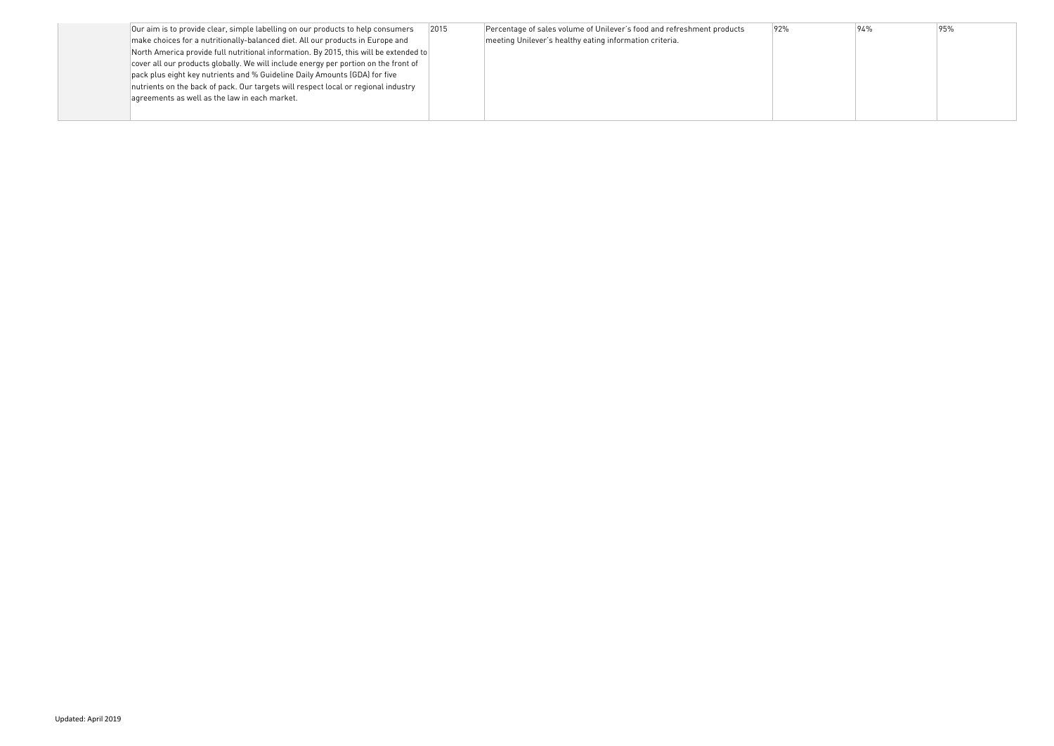|  | Our aim is to provide clear, simple labelling on our products to help consumers make choices for a nutritionally-balanced diet. All our products in Europe and North America provide full nutritional information. By 2015, this will be extended to cover all our products globally. We will include energy per portion on the front of pack plus eight key nutrients and % Guideline Daily Amounts (GDA) for five nutrients on the back of pack. Our targets will respect local or regional industry agreements as well as the law in each market. | 2015 | Percentage of sales volume of Unilever's food and refreshment products meeting Unilever's healthy eating information criteria. | 92% | 94% | 95% |
|---|---|---|---|---|---|---|

Updated: April 2019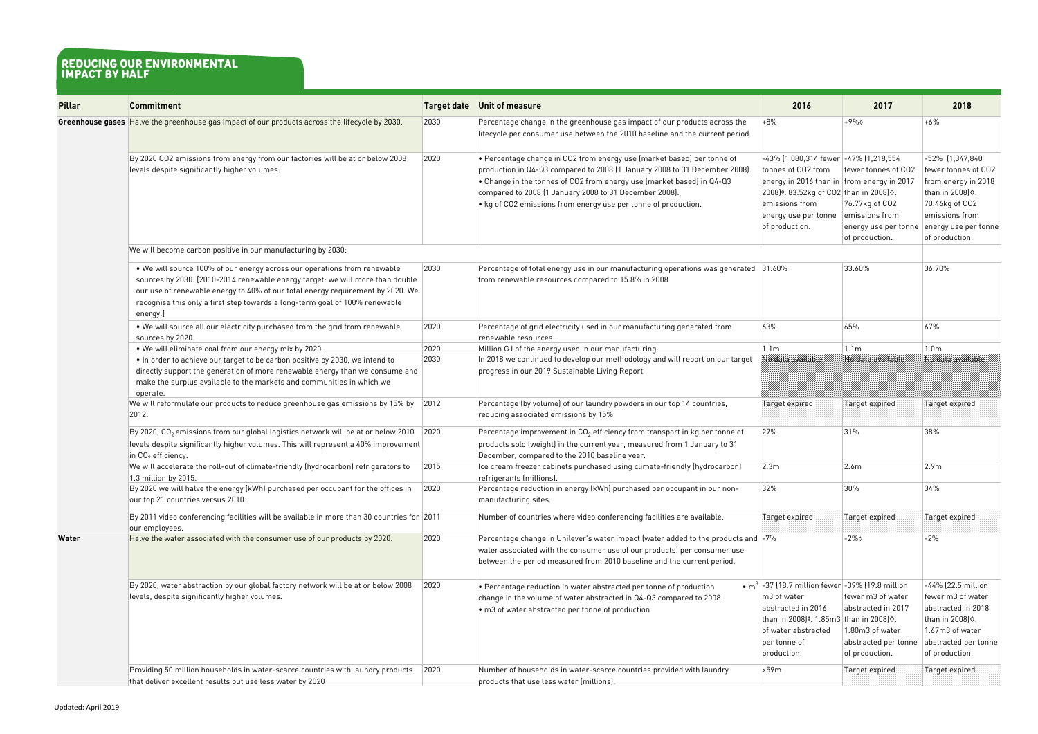# REDUCING OUR ENVIRONMENTAL IMPACT BY HALF

| Pillar | Commitment | Target date | Unit of measure | 2016 | 2017 | 2018 |
|---|---|---|---|---|---|---|
| **Greenhouse gases** | Halve the greenhouse gas impact of our products across the lifecycle by 2030. | 2030 | Percentage change in the greenhouse gas impact of our products across the lifecycle per consumer use between the 2010 baseline and the current period. | +8% | +9%◊ | +6% |
| | By 2020 CO2 emissions from energy from our factories will be at or below 2008 levels despite significantly higher volumes. | 2020 | • Percentage change in CO2 from energy use (market based) per tonne of production in Q4-Q3 compared to 2008 (1 January 2008 to 31 December 2008). • Change in the tonnes of CO2 from energy use (market based) in Q4-Q3 compared to 2008 (1 January 2008 to 31 December 2008). • kg of CO2 emissions from energy use per tonne of production. | -43% (1,080,314 fewer tonnes of CO2 from energy in 2016 than in 2008)◊. 83.52kg of CO2 emissions from energy use per tonne of production. | -47% (1,218,554 fewer tonnes of CO2 from energy in 2017 than in 2008)◊. 76.77kg of CO2 emissions from energy use per tonne of production. | -52% (1,347,840 fewer tonnes of CO2 from energy in 2018 than in 2008)◊. 70.46kg of CO2 emissions from energy use per tonne of production. |
| | We will become carbon positive in our manufacturing by 2030: | | | | | |
| | • We will source 100% of our energy across our operations from renewable sources by 2030. [2010-2014 renewable energy target: we will more than double our use of renewable energy to 40% of our total energy requirement by 2020. We recognise this only a first step towards a long-term goal of 100% renewable energy.] | 2030 | Percentage of total energy use in our manufacturing operations was generated from renewable resources compared to 15.8% in 2008 | 31.60% | 33.60% | 36.70% |
| | • We will source all our electricity purchased from the grid from renewable sources by 2020. | 2020 | Percentage of grid electricity used in our manufacturing generated from renewable resources. | 63% | 65% | 67% |
| | • We will eliminate coal from our energy mix by 2020. | 2020 | Million GJ of the energy used in our manufacturing | 1.1m | 1.1m | 1.0m |
| | • In order to achieve our target to be carbon positive by 2030, we intend to directly support the generation of more renewable energy than we consume and make the surplus available to the markets and communities in which we operate. | 2030 | In 2018 we continued to develop our methodology and will report on our target progress in our 2019 Sustainable Living Report | No data available | No data available | No data available |
| | We will reformulate our products to reduce greenhouse gas emissions by 15% by 2012. | 2012 | Percentage (by volume) of our laundry powders in our top 14 countries, reducing associated emissions by 15% | Target expired | Target expired | Target expired |
| | By 2020, $CO_2$ emissions from our global logistics network will be at or below 2010 levels despite significantly higher volumes. This will represent a 40% improvement in $CO_2$ efficiency. | 2020 | Percentage improvement in $CO_2$ efficiency from transport in kg per tonne of products sold (weight) in the current year, measured from 1 January to 31 December, compared to the 2010 baseline year. | 27% | 31% | 38% |
| | We will accelerate the roll-out of climate-friendly (hydrocarbon) refrigerators to 1.3 million by 2015. | 2015 | Ice cream freezer cabinets purchased using climate-friendly (hydrocarbon) refrigerants (millions). | 2.3m | 2.6m | 2.9m |
| | By 2020 we will halve the energy (kWh) purchased per occupant for the offices in our top 21 countries versus 2010. | 2020 | Percentage reduction in energy (kWh) purchased per occupant in our non-manufacturing sites. | 32% | 30% | 34% |
| | By 2011 video conferencing facilities will be available in more than 30 countries for our employees. | 2011 | Number of countries where video conferencing facilities are available. | Target expired | Target expired | Target expired |
| **Water** | Halve the water associated with the consumer use of our products by 2020. | 2020 | Percentage change in Unilever's water impact (water added to the products and water associated with the consumer use of our products) per consumer use between the period measured from 2010 baseline and the current period. | -7% | -2%◊ | -2% |
| | By 2020, water abstraction by our global factory network will be at or below 2008 levels, despite significantly higher volumes. | 2020 | • Percentage reduction in water abstracted per tonne of production change in the volume of water abstracted in Q4-Q3 compared to 2008. • $m^3$ of water abstracted per tonne of production | -37 (18.7 million fewer m3 of water abstracted in 2016 than in 2008)◊. 1.85m3 of water abstracted per tonne of production. | -39% (19.8 million fewer m3 of water abstracted in 2017 than in 2008)◊. 1.80m3 of water abstracted per tonne of production. | -44% (22.5 million fewer m3 of water abstracted in 2018 than in 2008)◊. 1.67m3 of water abstracted per tonne of production. |
| | Providing 50 million households in water-scarce countries with laundry products that deliver excellent results but use less water by 2020 | 2020 | Number of households in water-scarce countries provided with laundry products that use less water (millions). | >59m | Target expired | Target expired |

Updated: April 2019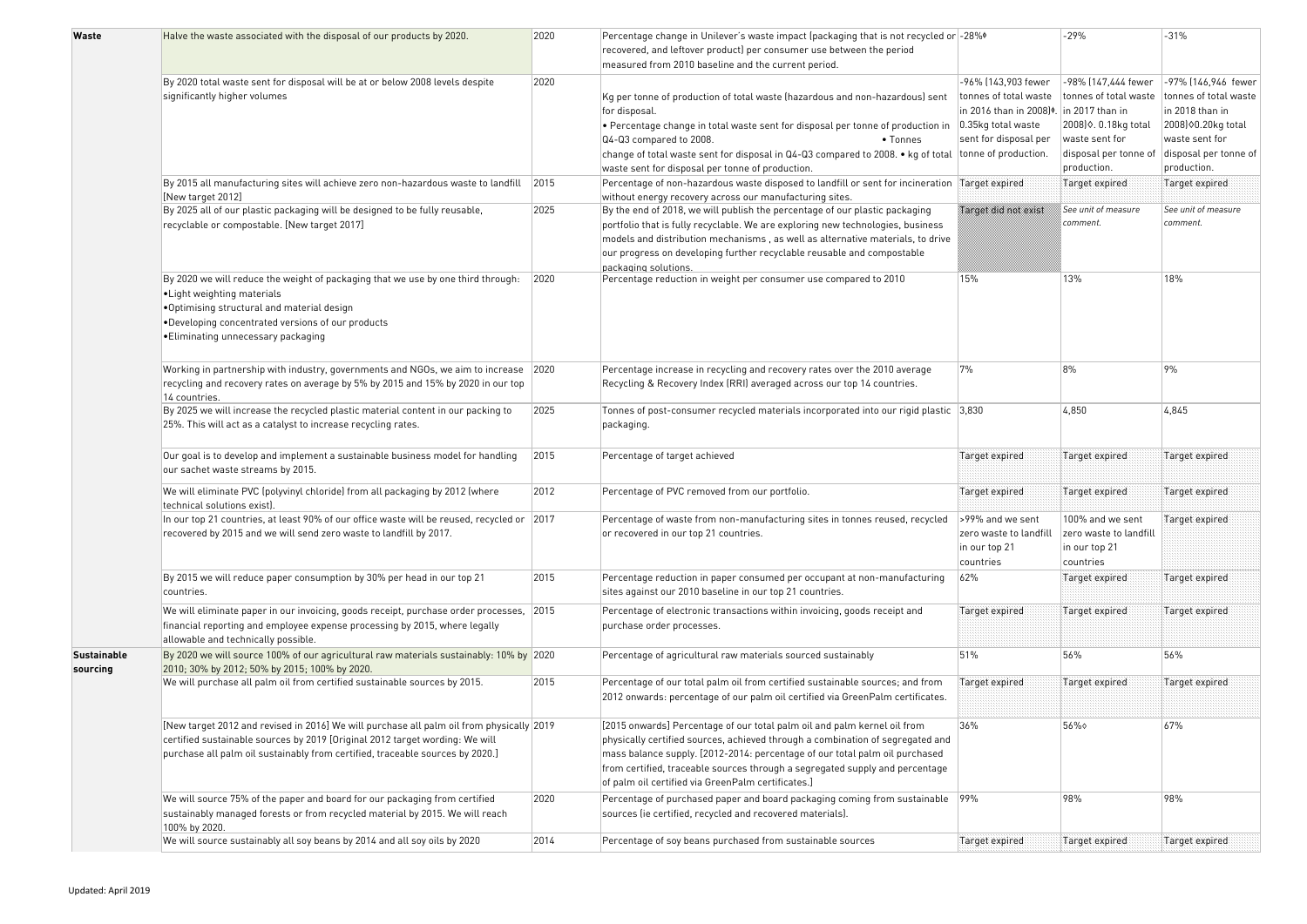| Waste | Halve the waste associated with the disposal of our products by 2020. | 2020 | Percentage change in Unilever's waste impact (packaging that is not recycled or recovered, and leftover product) per consumer use between the period measured from 2010 baseline and the current period. | -28%♦ | -29% | -31% |
|---|---|---|---|---|---|---|
| | By 2020 total waste sent for disposal will be at or below 2008 levels despite significantly higher volumes | 2020 | Kg per tonne of production of total waste (hazardous and non-hazardous) sent for disposal. • Percentage change in total waste sent for disposal per tonne of production in Q4-Q3 compared to 2008. • Tonnes change of total waste sent for disposal in Q4-Q3 compared to 2008. • kg of total waste sent for disposal per tonne of production. | -96% (143,903 fewer tonnes of total waste in 2016 than in 2008)♦. 0.35kg total waste sent for disposal per tonne of production. | -98% (147,444 fewer tonnes of total waste in 2017 than in 2008)◊. 0.18kg total waste sent for disposal per tonne of production. | -97% (146,946 fewer tonnes of total waste in 2018 than in 2008)◊0.20kg total waste sent for disposal per tonne of production. |
| | By 2015 all manufacturing sites will achieve zero non-hazardous waste to landfill [New target 2012] | 2015 | Percentage of non-hazardous waste disposed to landfill or sent for incineration without energy recovery across our manufacturing sites. | Target expired | Target expired | Target expired |
| | By 2025 all of our plastic packaging will be designed to be fully reusable, recyclable or compostable. [New target 2017] | 2025 | By the end of 2018, we will publish the percentage of our plastic packaging portfolio that is fully recyclable. We are exploring new technologies, business models and distribution mechanisms , as well as alternative materials, to drive our progress on developing further recyclable reusable and compostable packaging solutions. | Target did not exist | *See unit of measure comment.* | *See unit of measure comment.* |
| | By 2020 we will reduce the weight of packaging that we use by one third through:<br>•Light weighting materials<br>•Optimising structural and material design<br>•Developing concentrated versions of our products<br>•Eliminating unnecessary packaging | 2020 | Percentage reduction in weight per consumer use compared to 2010 | 15% | 13% | 18% |
| | Working in partnership with industry, governments and NGOs, we aim to increase recycling and recovery rates on average by 5% by 2015 and 15% by 2020 in our top 14 countries. | 2020 | Percentage increase in recycling and recovery rates over the 2010 average Recycling & Recovery Index (RRI) averaged across our top 14 countries. | 7% | 8% | 9% |
| | By 2025 we will increase the recycled plastic material content in our packing to 25%. This will act as a catalyst to increase recycling rates. | 2025 | Tonnes of post-consumer recycled materials incorporated into our rigid plastic packaging. | 3,830 | 4,850 | 4,845 |
| | Our goal is to develop and implement a sustainable business model for handling our sachet waste streams by 2015. | 2015 | Percentage of target achieved | Target expired | Target expired | Target expired |
| | We will eliminate PVC (polyvinyl chloride) from all packaging by 2012 (where technical solutions exist). | 2012 | Percentage of PVC removed from our portfolio. | Target expired | Target expired | Target expired |
| | In our top 21 countries, at least 90% of our office waste will be reused, recycled or recovered by 2015 and we will send zero waste to landfill by 2017. | 2017 | Percentage of waste from non-manufacturing sites in tonnes reused, recycled or recovered in our top 21 countries. | >99% and we sent zero waste to landfill in our top 21 countries | 100% and we sent zero waste to landfill in our top 21 countries | Target expired |
| | By 2015 we will reduce paper consumption by 30% per head in our top 21 countries. | 2015 | Percentage reduction in paper consumed per occupant at non-manufacturing sites against our 2010 baseline in our top 21 countries. | 62% | Target expired | Target expired |
| | We will eliminate paper in our invoicing, goods receipt, purchase order processes, financial reporting and employee expense processing by 2015, where legally allowable and technically possible. | 2015 | Percentage of electronic transactions within invoicing, goods receipt and purchase order processes. | Target expired | Target expired | Target expired |
| Sustainable sourcing | By 2020 we will source 100% of our agricultural raw materials sustainably: 10% by 2010; 30% by 2012; 50% by 2015; 100% by 2020. | 2020 | Percentage of agricultural raw materials sourced sustainably | 51% | 56% | 56% |
| | We will purchase all palm oil from certified sustainable sources by 2015. | 2015 | Percentage of our total palm oil from certified sustainable sources; and from 2012 onwards: percentage of our palm oil certified via GreenPalm certificates. | Target expired | Target expired | Target expired |
| | [New target 2012 and revised in 2016] We will purchase all palm oil from physically certified sustainable sources by 2019 [Original 2012 target wording: We will purchase all palm oil sustainably from certified, traceable sources by 2020.] | 2019 | [2015 onwards] Percentage of our total palm oil and palm kernel oil from physically certified sources, achieved through a combination of segregated and mass balance supply. [2012-2014: percentage of our total palm oil purchased from certified, traceable sources through a segregated supply and percentage of palm oil certified via GreenPalm certificates.] | 36% | 56%◊ | 67% |
| | We will source 75% of the paper and board for our packaging from certified sustainably managed forests or from recycled material by 2015. We will reach 100% by 2020. | 2020 | Percentage of purchased paper and board packaging coming from sustainable sources (ie certified, recycled and recovered materials). | 99% | 98% | 98% |
| | We will source sustainably all soy beans by 2014 and all soy oils by 2020 | 2014 | Percentage of soy beans purchased from sustainable sources | Target expired | Target expired | Target expired |

Updated: April 2019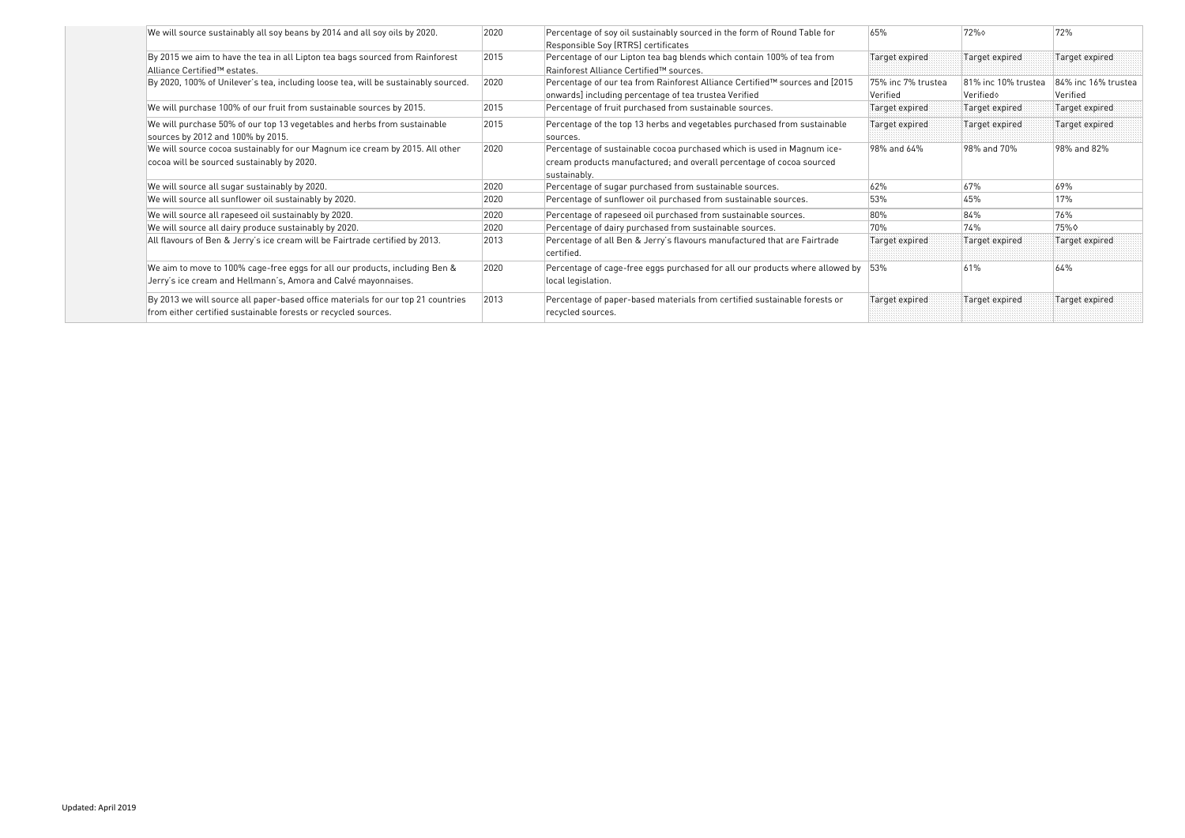| | | | | | |
|---|---|---|---|---|---|
| We will source sustainably all soy beans by 2014 and all soy oils by 2020. | 2020 | Percentage of soy oil sustainably sourced in the form of Round Table for Responsible Soy (RTRS) certificates | 65% | 72%◊ | 72% |
| By 2015 we aim to have the tea in all Lipton tea bags sourced from Rainforest Alliance Certified™ estates. | 2015 | Percentage of our Lipton tea bag blends which contain 100% of tea from Rainforest Alliance Certified™ sources. | Target expired | Target expired | Target expired |
| By 2020, 100% of Unilever's tea, including loose tea, will be sustainably sourced. | 2020 | Percentage of our tea from Rainforest Alliance Certified™ sources and [2015 onwards] including percentage of tea trustea Verified | 75% inc 7% trustea Verified | 81% inc 10% trustea Verified◊ | 84% inc 16% trustea Verified |
| We will purchase 100% of our fruit from sustainable sources by 2015. | 2015 | Percentage of fruit purchased from sustainable sources. | Target expired | Target expired | Target expired |
| We will purchase 50% of our top 13 vegetables and herbs from sustainable sources by 2012 and 100% by 2015. | 2015 | Percentage of the top 13 herbs and vegetables purchased from sustainable sources. | Target expired | Target expired | Target expired |
| We will source cocoa sustainably for our Magnum ice cream by 2015. All other cocoa will be sourced sustainably by 2020. | 2020 | Percentage of sustainable cocoa purchased which is used in Magnum ice-cream products manufactured; and overall percentage of cocoa sourced sustainably. | 98% and 64% | 98% and 70% | 98% and 82% |
| We will source all sugar sustainably by 2020. | 2020 | Percentage of sugar purchased from sustainable sources. | 62% | 67% | 69% |
| We will source all sunflower oil sustainably by 2020. | 2020 | Percentage of sunflower oil purchased from sustainable sources. | 53% | 45% | 17% |
| We will source all rapeseed oil sustainably by 2020. | 2020 | Percentage of rapeseed oil purchased from sustainable sources. | 80% | 84% | 76% |
| We will source all dairy produce sustainably by 2020. | 2020 | Percentage of dairy purchased from sustainable sources. | 70% | 74% | 75%◊ |
| All flavours of Ben & Jerry's ice cream will be Fairtrade certified by 2013. | 2013 | Percentage of all Ben & Jerry's flavours manufactured that are Fairtrade certified. | Target expired | Target expired | Target expired |
| We aim to move to 100% cage-free eggs for all our products, including Ben & Jerry's ice cream and Hellmann's, Amora and Calvé mayonnaises. | 2020 | Percentage of cage-free eggs purchased for all our products where allowed by local legislation. | 53% | 61% | 64% |
| By 2013 we will source all paper-based office materials for our top 21 countries from either certified sustainable forests or recycled sources. | 2013 | Percentage of paper-based materials from certified sustainable forests or recycled sources. | Target expired | Target expired | Target expired |

Updated: April 2019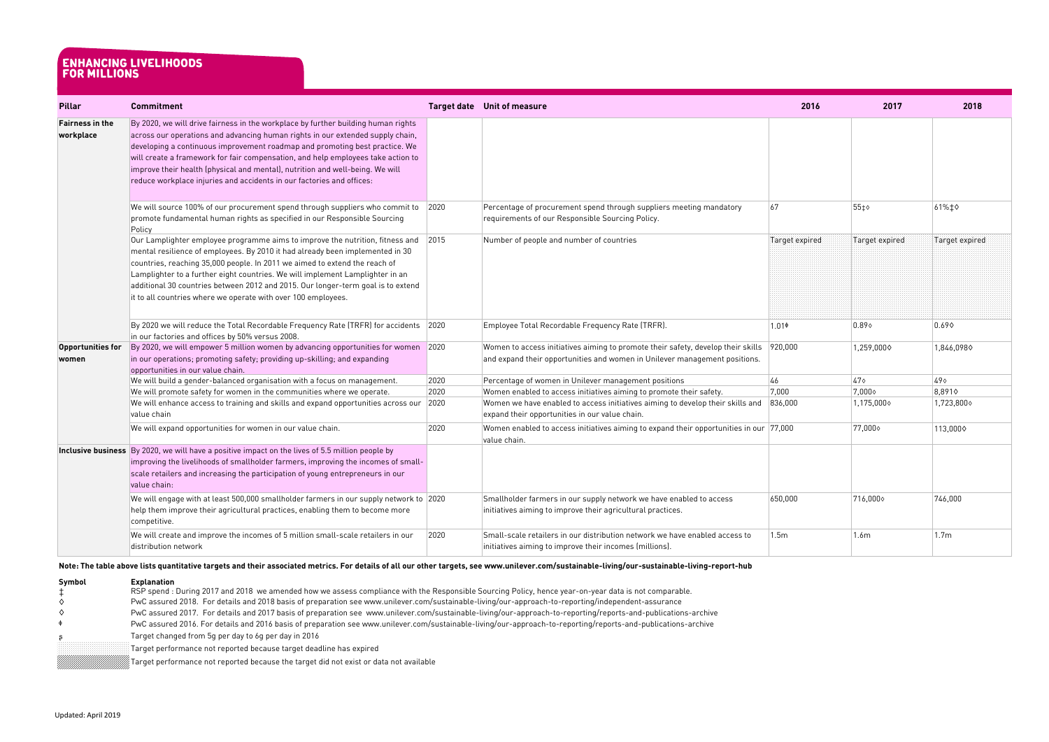# ENHANCING LIVELIHOODS FOR MILLIONS

| Pillar | Commitment | Target date | Unit of measure | 2016 | 2017 | 2018 |
|---|---|---|---|---|---|---|
| **Fairness in the workplace** | By 2020, we will drive fairness in the workplace by further building human rights across our operations and advancing human rights in our extended supply chain, developing a continuous improvement roadmap and promoting best practice. We will create a framework for fair compensation, and help employees take action to improve their health (physical and mental), nutrition and well-being. We will reduce workplace injuries and accidents in our factories and offices: | | | | | |
| | We will source 100% of our procurement spend through suppliers who commit to promote fundamental human rights as specified in our Responsible Sourcing Policy | 2020 | Percentage of procurement spend through suppliers meeting mandatory requirements of our Responsible Sourcing Policy. | 67 | 55‡◊ | 61%‡◊ |
| | Our Lamplighter employee programme aims to improve the nutrition, fitness and mental resilience of employees. By 2010 it had already been implemented in 30 countries, reaching 35,000 people. In 2011 we aimed to extend the reach of Lamplighter to a further eight countries. We will implement Lamplighter in an additional 30 countries between 2012 and 2015. Our longer-term goal is to extend it to all countries where we operate with over 100 employees. | 2015 | Number of people and number of countries | Target expired | Target expired | Target expired |
| | By 2020 we will reduce the Total Recordable Frequency Rate (TRFR) for accidents in our factories and offices by 50% versus 2008. | 2020 | Employee Total Recordable Frequency Rate (TRFR). | 1.01ɸ | 0.89◊ | 0.69◊ |
| **Opportunities for women** | By 2020, we will empower 5 million women by advancing opportunities for women in our operations; promoting safety; providing up-skilling; and expanding opportunities in our value chain. | 2020 | Women to access initiatives aiming to promote their safety, develop their skills and expand their opportunities and women in Unilever management positions. | 920,000 | 1,259,000◊ | 1,846,098◊ |
| | We will build a gender-balanced organisation with a focus on management. | 2020 | Percentage of women in Unilever management positions | 46 | 47◊ | 49◊ |
| | We will promote safety for women in the communities where we operate. | 2020 | Women enabled to access initiatives aiming to promote their safety. | 7,000 | 7,000◊ | 8,891◊ |
| | We will enhance access to training and skills and expand opportunities across our value chain | 2020 | Women we have enabled to access initiatives aiming to develop their skills and expand their opportunities in our value chain. | 836,000 | 1,175,000◊ | 1,723,800◊ |
| | We will expand opportunities for women in our value chain. | 2020 | Women enabled to access initiatives aiming to expand their opportunities in our value chain. | 77,000 | 77,000◊ | 113,000◊ |
| **Inclusive business** | By 2020, we will have a positive impact on the lives of 5.5 million people by improving the livelihoods of smallholder farmers, improving the incomes of small-scale retailers and increasing the participation of young entrepreneurs in our value chain: | | | | | |
| | We will engage with at least 500,000 smallholder farmers in our supply network to help them improve their agricultural practices, enabling them to become more competitive. | 2020 | Smallholder farmers in our supply network we have enabled to access initiatives aiming to improve their agricultural practices. | 650,000 | 716,000◊ | 746,000 |
| | We will create and improve the incomes of 5 million small-scale retailers in our distribution network | 2020 | Small-scale retailers in our distribution network we have enabled access to initiatives aiming to improve their incomes (millions). | 1.5m | 1.6m | 1.7m |

**Note: The table above lists quantitative targets and their associated metrics. For details of all our other targets, see www.unilever.com/sustainable-living/our-sustainable-living-report-hub**

| Symbol | Explanation |
|---|---|
| ‡ | RSP spend : During 2017 and 2018 we amended how we assess compliance with the Responsible Sourcing Policy, hence year-on-year data is not comparable. |
| ◊ | PwC assured 2018. For details and 2018 basis of preparation see www.unilever.com/sustainable-living/our-approach-to-reporting/independent-assurance |
| ◊ | PwC assured 2017. For details and 2017 basis of preparation see www.unilever.com/sustainable-living/our-approach-to-reporting/reports-and-publications-archive |
| ɸ | PwC assured 2016. For details and 2016 basis of preparation see www.unilever.com/sustainable-living/our-approach-to-reporting/reports-and-publications-archive |
| $ | Target changed from 5g per day to 6g per day in 2016 |
| | Target performance not reported because target deadline has expired |
| | Target performance not reported because the target did not exist or data not available |

Updated: April 2019